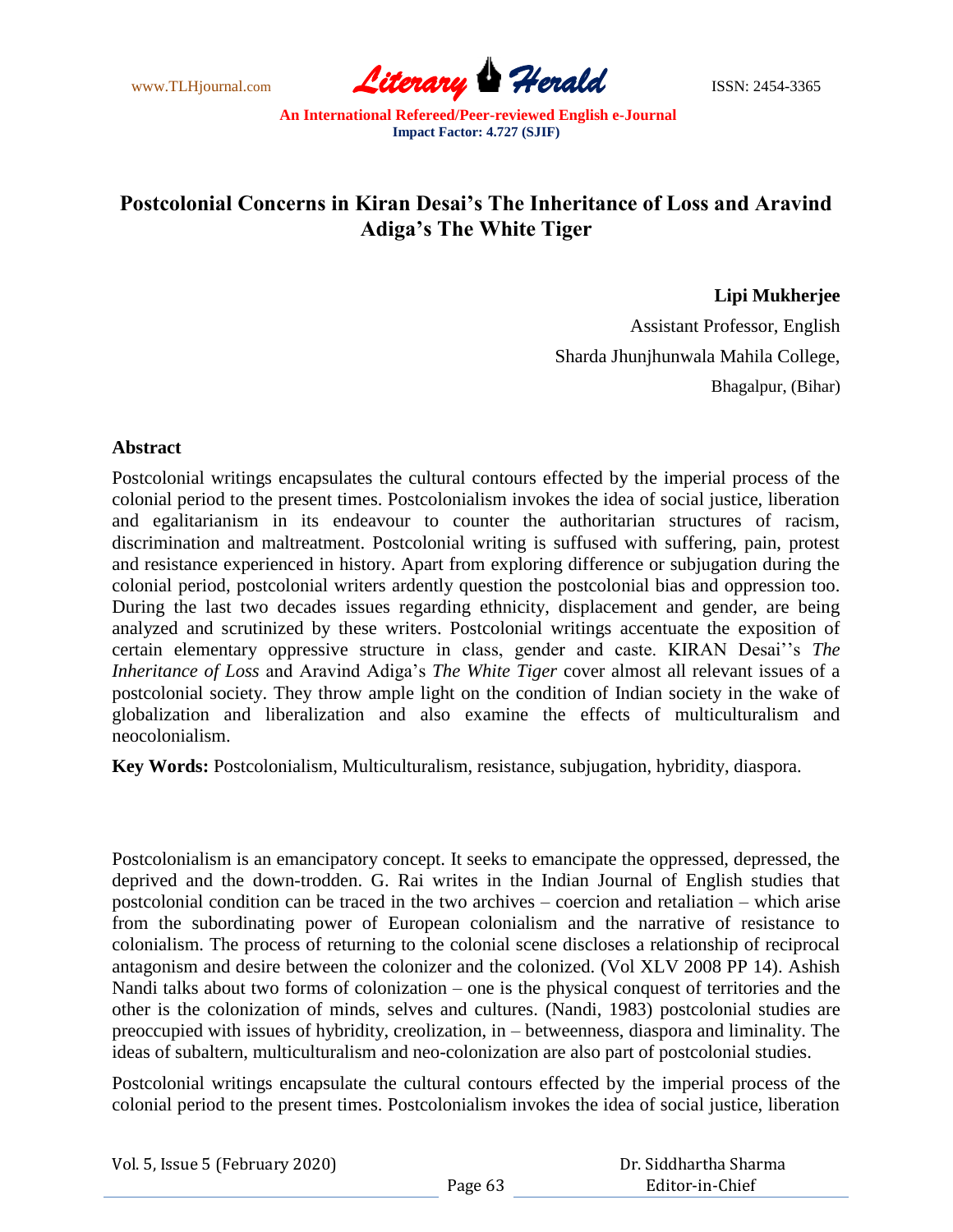# Postcolonial Concerns in Kiran Desai's The Inheritance of Loss and Aravind Adiga's The White Tiger

**Lipi Mukherjee**

Assistant Professor, English

Sharda Jhunjhunwala Mahila College,

Bhagalpur, (Bihar)

## Abstract

Postcolonial writings encapsulates the cultural contours effected by the imperial process of the colonial period to the present times. Postcolonialism invokes the idea of social justice, liberation and egalitarianism in its endeavour to counter the authoritarian structures of racism, discrimination and maltreatment. Postcolonial writing is suffused with suffering, pain, protest and resistance experienced in history. Apart from exploring difference or subjugation during the colonial period, postcolonial writers ardently question the postcolonial bias and oppression too. During the last two decades issues regarding ethnicity, displacement and gender, are being analyzed and scrutinized by these writers. Postcolonial writings accentuate the exposition of certain elementary oppressive structure in class, gender and caste. KIRAN Desai''s *The Inheritance of Loss* and Aravind Adiga's *The White Tiger* cover almost all relevant issues of a postcolonial society. They throw ample light on the condition of Indian society in the wake of globalization and liberalization and also examine the effects of multiculturalism and neocolonialism.

**Key Words:** Postcolonialism, Multiculturalism, resistance, subjugation, hybridity, diaspora.

Postcolonialism is an emancipatory concept. It seeks to emancipate the oppressed, depressed, the deprived and the down-trodden. G. Rai writes in the Indian Journal of English studies that postcolonial condition can be traced in the two archives – coercion and retaliation – which arise from the subordinating power of European colonialism and the narrative of resistance to colonialism. The process of returning to the colonial scene discloses a relationship of reciprocal antagonism and desire between the colonizer and the colonized. (Vol XLV 2008 PP 14). Ashish Nandi talks about two forms of colonization – one is the physical conquest of territories and the other is the colonization of minds, selves and cultures. (Nandi, 1983) postcolonial studies are preoccupied with issues of hybridity, creolization, in – betweenness, diaspora and liminality. The ideas of subaltern, multiculturalism and neo-colonization are also part of postcolonial studies.

Postcolonial writings encapsulate the cultural contours effected by the imperial process of the colonial period to the present times. Postcolonialism invokes the idea of social justice, liberation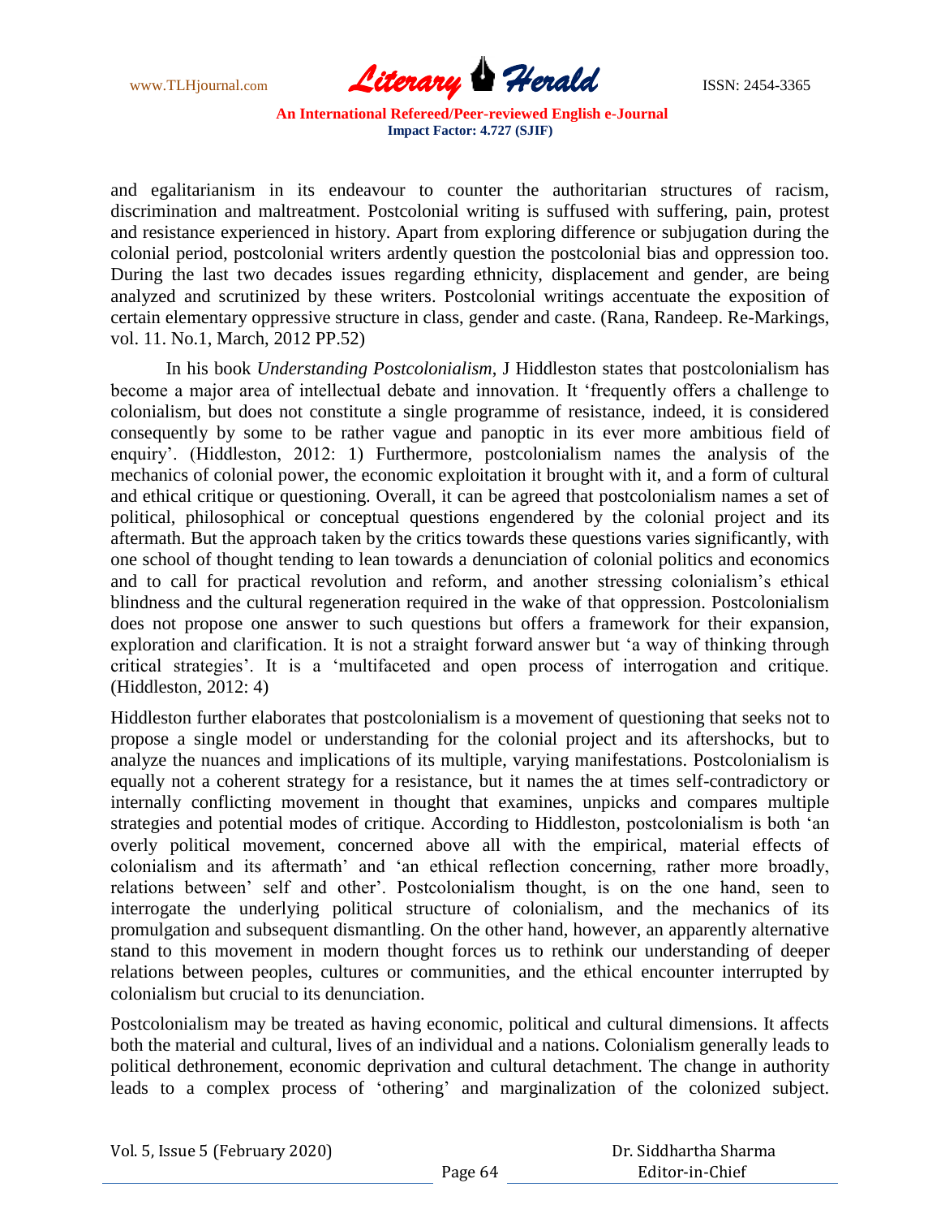and egalitarianism in its endeavour to counter the authoritarian structures of racism, discrimination and maltreatment. Postcolonial writing is suffused with suffering, pain, protest and resistance experienced in history. Apart from exploring difference or subjugation during the colonial period, postcolonial writers ardently question the postcolonial bias and oppression too. During the last two decades issues regarding ethnicity, displacement and gender, are being analyzed and scrutinized by these writers. Postcolonial writings accentuate the exposition of certain elementary oppressive structure in class, gender and caste. (Rana, Randeep. Re-Markings, vol. 11. No.1, March, 2012 PP.52)

In his book *Understanding Postcolonialism*, J Hiddleston states that postcolonialism has become a major area of intellectual debate and innovation. It 'frequently offers a challenge to colonialism, but does not constitute a single programme of resistance, indeed, it is considered consequently by some to be rather vague and panoptic in its ever more ambitious field of enquiry'. (Hiddleston, 2012: 1) Furthermore, postcolonialism names the analysis of the mechanics of colonial power, the economic exploitation it brought with it, and a form of cultural and ethical critique or questioning. Overall, it can be agreed that postcolonialism names a set of political, philosophical or conceptual questions engendered by the colonial project and its aftermath. But the approach taken by the critics towards these questions varies significantly, with one school of thought tending to lean towards a denunciation of colonial politics and economics and to call for practical revolution and reform, and another stressing colonialism's ethical blindness and the cultural regeneration required in the wake of that oppression. Postcolonialism does not propose one answer to such questions but offers a framework for their expansion, exploration and clarification. It is not a straight forward answer but 'a way of thinking through critical strategies'. It is a 'multifaceted and open process of interrogation and critique. (Hiddleston, 2012: 4)

Hiddleston further elaborates that postcolonialism is a movement of questioning that seeks not to propose a single model or understanding for the colonial project and its aftershocks, but to analyze the nuances and implications of its multiple, varying manifestations. Postcolonialism is equally not a coherent strategy for a resistance, but it names the at times self-contradictory or internally conflicting movement in thought that examines, unpicks and compares multiple strategies and potential modes of critique. According to Hiddleston, postcolonialism is both 'an overly political movement, concerned above all with the empirical, material effects of colonialism and its aftermath' and 'an ethical reflection concerning, rather more broadly, relations between' self and other'. Postcolonialism thought, is on the one hand, seen to interrogate the underlying political structure of colonialism, and the mechanics of its promulgation and subsequent dismantling. On the other hand, however, an apparently alternative stand to this movement in modern thought forces us to rethink our understanding of deeper relations between peoples, cultures or communities, and the ethical encounter interrupted by colonialism but crucial to its denunciation.

Postcolonialism may be treated as having economic, political and cultural dimensions. It affects both the material and cultural, lives of an individual and a nations. Colonialism generally leads to political dethronement, economic deprivation and cultural detachment. The change in authority leads to a complex process of 'othering' and marginalization of the colonized subject.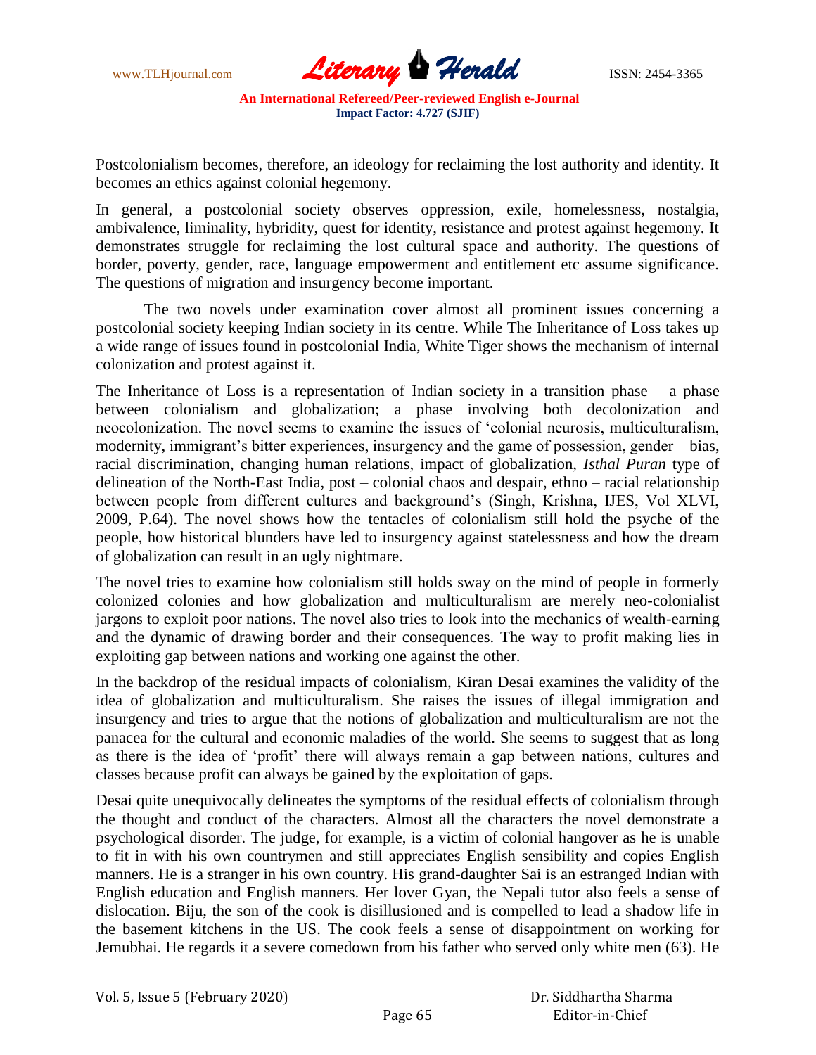Postcolonialism becomes, therefore, an ideology for reclaiming the lost authority and identity. It becomes an ethics against colonial hegemony.

In general, a postcolonial society observes oppression, exile, homelessness, nostalgia, ambivalence, liminality, hybridity, quest for identity, resistance and protest against hegemony. It demonstrates struggle for reclaiming the lost cultural space and authority. The questions of border, poverty, gender, race, language empowerment and entitlement etc assume significance. The questions of migration and insurgency become important.

The two novels under examination cover almost all prominent issues concerning a postcolonial society keeping Indian society in its centre. While The Inheritance of Loss takes up a wide range of issues found in postcolonial India, White Tiger shows the mechanism of internal colonization and protest against it.

The Inheritance of Loss is a representation of Indian society in a transition phase – a phase between colonialism and globalization; a phase involving both decolonization and neocolonization. The novel seems to examine the issues of 'colonial neurosis, multiculturalism, modernity, immigrant's bitter experiences, insurgency and the game of possession, gender – bias, racial discrimination, changing human relations, impact of globalization, *Isthal Puran* type of delineation of the North-East India, post – colonial chaos and despair, ethno – racial relationship between people from different cultures and background's (Singh, Krishna, IJES, Vol XLVI, 2009, P.64). The novel shows how the tentacles of colonialism still hold the psyche of the people, how historical blunders have led to insurgency against statelessness and how the dream of globalization can result in an ugly nightmare.

The novel tries to examine how colonialism still holds sway on the mind of people in formerly colonized colonies and how globalization and multiculturalism are merely neo-colonialist jargons to exploit poor nations. The novel also tries to look into the mechanics of wealth-earning and the dynamic of drawing border and their consequences. The way to profit making lies in exploiting gap between nations and working one against the other.

In the backdrop of the residual impacts of colonialism, Kiran Desai examines the validity of the idea of globalization and multiculturalism. She raises the issues of illegal immigration and insurgency and tries to argue that the notions of globalization and multiculturalism are not the panacea for the cultural and economic maladies of the world. She seems to suggest that as long as there is the idea of 'profit' there will always remain a gap between nations, cultures and classes because profit can always be gained by the exploitation of gaps.

Desai quite unequivocally delineates the symptoms of the residual effects of colonialism through the thought and conduct of the characters. Almost all the characters the novel demonstrate a psychological disorder. The judge, for example, is a victim of colonial hangover as he is unable to fit in with his own countrymen and still appreciates English sensibility and copies English manners. He is a stranger in his own country. His grand-daughter Sai is an estranged Indian with English education and English manners. Her lover Gyan, the Nepali tutor also feels a sense of dislocation. Biju, the son of the cook is disillusioned and is compelled to lead a shadow life in the basement kitchens in the US. The cook feels a sense of disappointment on working for Jemubhai. He regards it a severe comedown from his father who served only white men (63). He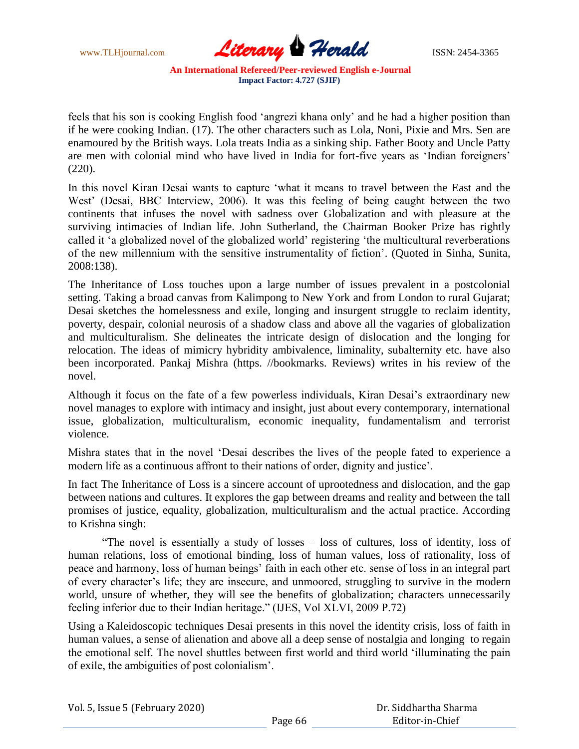feels that his son is cooking English food 'angrezi khana only' and he had a higher position than if he were cooking Indian. (17). The other characters such as Lola, Noni, Pixie and Mrs. Sen are enamoured by the British ways. Lola treats India as a sinking ship. Father Booty and Uncle Patty are men with colonial mind who have lived in India for fort-five years as 'Indian foreigners' (220).

In this novel Kiran Desai wants to capture 'what it means to travel between the East and the West' (Desai, BBC Interview, 2006). It was this feeling of being caught between the two continents that infuses the novel with sadness over Globalization and with pleasure at the surviving intimacies of Indian life. John Sutherland, the Chairman Booker Prize has rightly called it 'a globalized novel of the globalized world' registering 'the multicultural reverberations of the new millennium with the sensitive instrumentality of fiction'. (Quoted in Sinha, Sunita, 2008:138).

The Inheritance of Loss touches upon a large number of issues prevalent in a postcolonial setting. Taking a broad canvas from Kalimpong to New York and from London to rural Gujarat; Desai sketches the homelessness and exile, longing and insurgent struggle to reclaim identity, poverty, despair, colonial neurosis of a shadow class and above all the vagaries of globalization and multiculturalism. She delineates the intricate design of dislocation and the longing for relocation. The ideas of mimicry hybridity ambivalence, liminality, subalternity etc. have also been incorporated. Pankaj Mishra (https. //bookmarks. Reviews) writes in his review of the novel.

Although it focus on the fate of a few powerless individuals, Kiran Desai's extraordinary new novel manages to explore with intimacy and insight, just about every contemporary, international issue, globalization, multiculturalism, economic inequality, fundamentalism and terrorist violence.

Mishra states that in the novel 'Desai describes the lives of the people fated to experience a modern life as a continuous affront to their nations of order, dignity and justice'.

In fact The Inheritance of Loss is a sincere account of uprootedness and dislocation, and the gap between nations and cultures. It explores the gap between dreams and reality and between the tall promises of justice, equality, globalization, multiculturalism and the actual practice. According to Krishna singh:

> "The novel is essentially a study of losses – loss of cultures, loss of identity, loss of human relations, loss of emotional binding, loss of human values, loss of rationality, loss of peace and harmony, loss of human beings' faith in each other etc. sense of loss in an integral part of every character's life; they are insecure, and unmoored, struggling to survive in the modern world, unsure of whether, they will see the benefits of globalization; characters unnecessarily feeling inferior due to their Indian heritage." (IJES, Vol XLVI, 2009 P.72)

Using a Kaleidoscopic techniques Desai presents in this novel the identity crisis, loss of faith in human values, a sense of alienation and above all a deep sense of nostalgia and longing to regain the emotional self. The novel shuttles between first world and third world 'illuminating the pain of exile, the ambiguities of post colonialism'.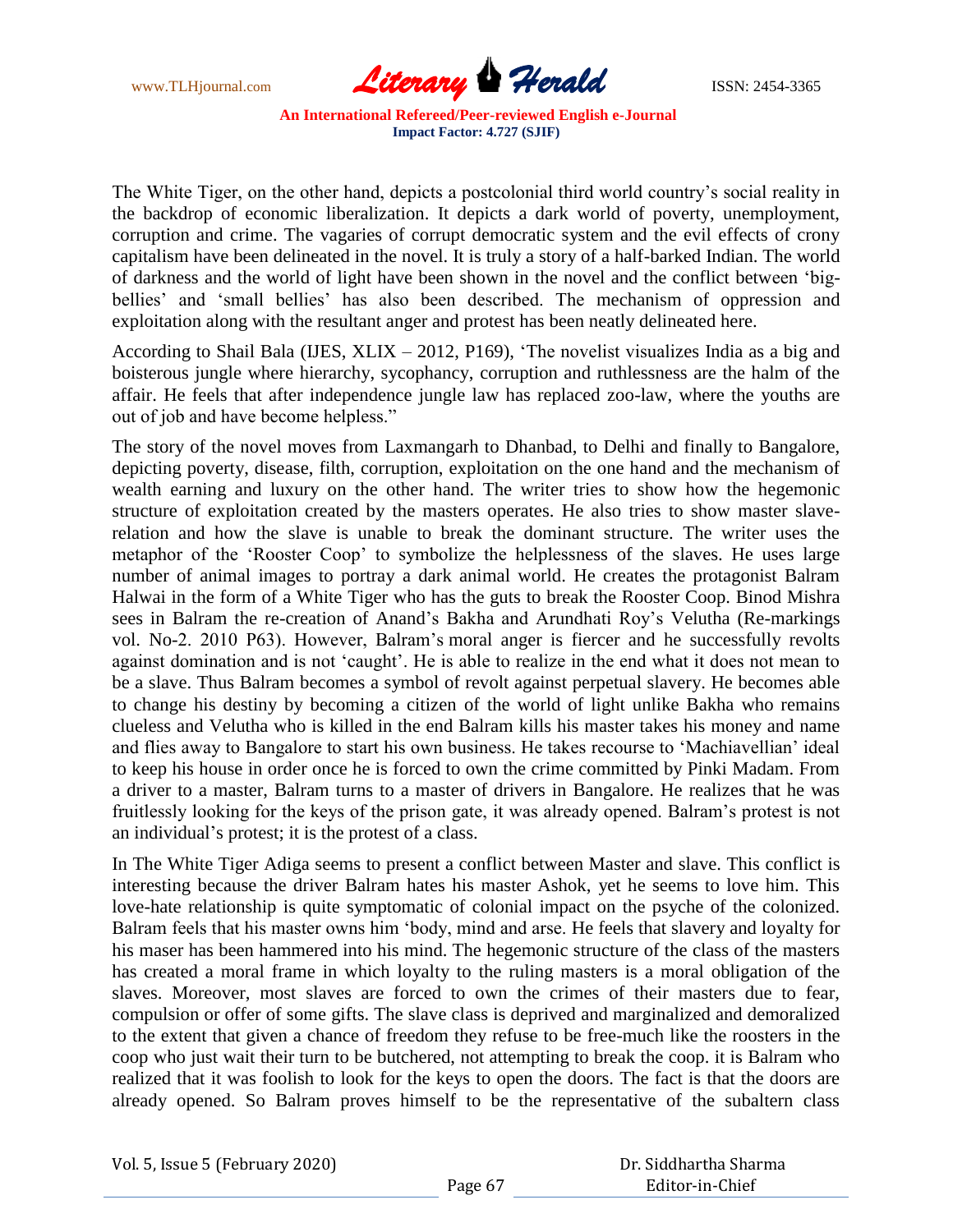The White Tiger, on the other hand, depicts a postcolonial third world country's social reality in the backdrop of economic liberalization. It depicts a dark world of poverty, unemployment, corruption and crime. The vagaries of corrupt democratic system and the evil effects of crony capitalism have been delineated in the novel. It is truly a story of a half-barked Indian. The world of darkness and the world of light have been shown in the novel and the conflict between 'big-bellies' and 'small bellies' has also been described. The mechanism of oppression and exploitation along with the resultant anger and protest has been neatly delineated here.

According to Shail Bala (IJES, XLIX – 2012, P169), 'The novelist visualizes India as a big and boisterous jungle where hierarchy, sycophancy, corruption and ruthlessness are the halm of the affair. He feels that after independence jungle law has replaced zoo-law, where the youths are out of job and have become helpless."

The story of the novel moves from Laxmangarh to Dhanbad, to Delhi and finally to Bangalore, depicting poverty, disease, filth, corruption, exploitation on the one hand and the mechanism of wealth earning and luxury on the other hand. The writer tries to show how the hegemonic structure of exploitation created by the masters operates. He also tries to show master slave-relation and how the slave is unable to break the dominant structure. The writer uses the metaphor of the 'Rooster Coop' to symbolize the helplessness of the slaves. He uses large number of animal images to portray a dark animal world. He creates the protagonist Balram Halwai in the form of a White Tiger who has the guts to break the Rooster Coop. Binod Mishra sees in Balram the re-creation of Anand's Bakha and Arundhati Roy's Velutha (Re-markings vol. No-2. 2010 P63). However, Balram's moral anger is fiercer and he successfully revolts against domination and is not 'caught'. He is able to realize in the end what it does not mean to be a slave. Thus Balram becomes a symbol of revolt against perpetual slavery. He becomes able to change his destiny by becoming a citizen of the world of light unlike Bakha who remains clueless and Velutha who is killed in the end Balram kills his master takes his money and name and flies away to Bangalore to start his own business. He takes recourse to 'Machiavellian' ideal to keep his house in order once he is forced to own the crime committed by Pinki Madam. From a driver to a master, Balram turns to a master of drivers in Bangalore. He realizes that he was fruitlessly looking for the keys of the prison gate, it was already opened. Balram's protest is not an individual's protest; it is the protest of a class.

In The White Tiger Adiga seems to present a conflict between Master and slave. This conflict is interesting because the driver Balram hates his master Ashok, yet he seems to love him. This love-hate relationship is quite symptomatic of colonial impact on the psyche of the colonized. Balram feels that his master owns him 'body, mind and arse. He feels that slavery and loyalty for his maser has been hammered into his mind. The hegemonic structure of the class of the masters has created a moral frame in which loyalty to the ruling masters is a moral obligation of the slaves. Moreover, most slaves are forced to own the crimes of their masters due to fear, compulsion or offer of some gifts. The slave class is deprived and marginalized and demoralized to the extent that given a chance of freedom they refuse to be free-much like the roosters in the coop who just wait their turn to be butchered, not attempting to break the coop. it is Balram who realized that it was foolish to look for the keys to open the doors. The fact is that the doors are already opened. So Balram proves himself to be the representative of the subaltern class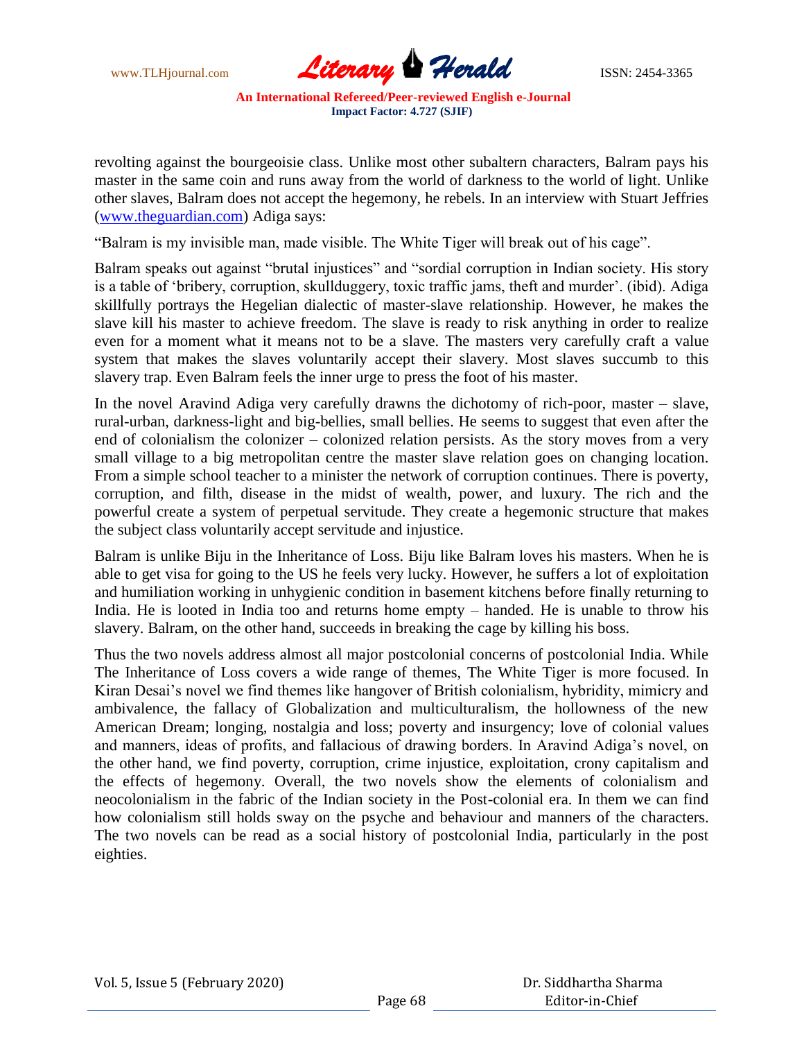revolting against the bourgeoisie class. Unlike most other subaltern characters, Balram pays his master in the same coin and runs away from the world of darkness to the world of light. Unlike other slaves, Balram does not accept the hegemony, he rebels. In an interview with Stuart Jeffries (www.theguardian.com) Adiga says:

"Balram is my invisible man, made visible. The White Tiger will break out of his cage".

Balram speaks out against "brutal injustices" and "sordial corruption in Indian society. His story is a table of 'bribery, corruption, skullduggery, toxic traffic jams, theft and murder'. (ibid). Adiga skillfully portrays the Hegelian dialectic of master-slave relationship. However, he makes the slave kill his master to achieve freedom. The slave is ready to risk anything in order to realize even for a moment what it means not to be a slave. The masters very carefully craft a value system that makes the slaves voluntarily accept their slavery. Most slaves succumb to this slavery trap. Even Balram feels the inner urge to press the foot of his master.

In the novel Aravind Adiga very carefully drawns the dichotomy of rich-poor, master – slave, rural-urban, darkness-light and big-bellies, small bellies. He seems to suggest that even after the end of colonialism the colonizer – colonized relation persists. As the story moves from a very small village to a big metropolitan centre the master slave relation goes on changing location. From a simple school teacher to a minister the network of corruption continues. There is poverty, corruption, and filth, disease in the midst of wealth, power, and luxury. The rich and the powerful create a system of perpetual servitude. They create a hegemonic structure that makes the subject class voluntarily accept servitude and injustice.

Balram is unlike Biju in the Inheritance of Loss. Biju like Balram loves his masters. When he is able to get visa for going to the US he feels very lucky. However, he suffers a lot of exploitation and humiliation working in unhygienic condition in basement kitchens before finally returning to India. He is looted in India too and returns home empty – handed. He is unable to throw his slavery. Balram, on the other hand, succeeds in breaking the cage by killing his boss.

Thus the two novels address almost all major postcolonial concerns of postcolonial India. While The Inheritance of Loss covers a wide range of themes, The White Tiger is more focused. In Kiran Desai's novel we find themes like hangover of British colonialism, hybridity, mimicry and ambivalence, the fallacy of Globalization and multiculturalism, the hollowness of the new American Dream; longing, nostalgia and loss; poverty and insurgency; love of colonial values and manners, ideas of profits, and fallacious of drawing borders. In Aravind Adiga's novel, on the other hand, we find poverty, corruption, crime injustice, exploitation, crony capitalism and the effects of hegemony. Overall, the two novels show the elements of colonialism and neocolonialism in the fabric of the Indian society in the Post-colonial era. In them we can find how colonialism still holds sway on the psyche and behaviour and manners of the characters. The two novels can be read as a social history of postcolonial India, particularly in the post eighties.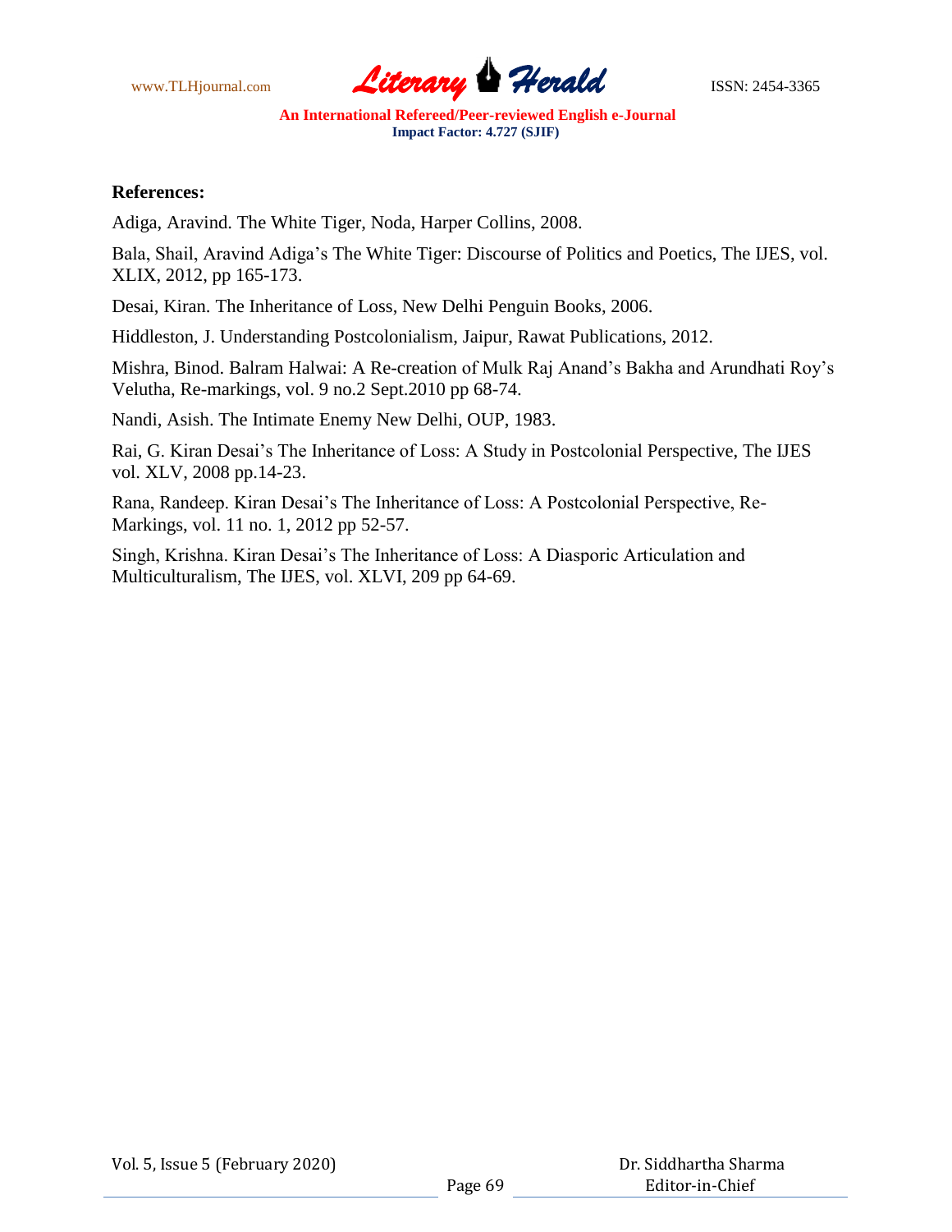**References:**

Adiga, Aravind. The White Tiger, Noda, Harper Collins, 2008.

Bala, Shail, Aravind Adiga's The White Tiger: Discourse of Politics and Poetics, The IJES, vol. XLIX, 2012, pp 165-173.

Desai, Kiran. The Inheritance of Loss, New Delhi Penguin Books, 2006.

Hiddleston, J. Understanding Postcolonialism, Jaipur, Rawat Publications, 2012.

Mishra, Binod. Balram Halwai: A Re-creation of Mulk Raj Anand's Bakha and Arundhati Roy's Velutha, Re-markings, vol. 9 no.2 Sept.2010 pp 68-74.

Nandi, Asish. The Intimate Enemy New Delhi, OUP, 1983.

Rai, G. Kiran Desai's The Inheritance of Loss: A Study in Postcolonial Perspective, The IJES vol. XLV, 2008 pp.14-23.

Rana, Randeep. Kiran Desai's The Inheritance of Loss: A Postcolonial Perspective, Re-Markings, vol. 11 no. 1, 2012 pp 52-57.

Singh, Krishna. Kiran Desai's The Inheritance of Loss: A Diasporic Articulation and Multiculturalism, The IJES, vol. XLVI, 209 pp 64-69.